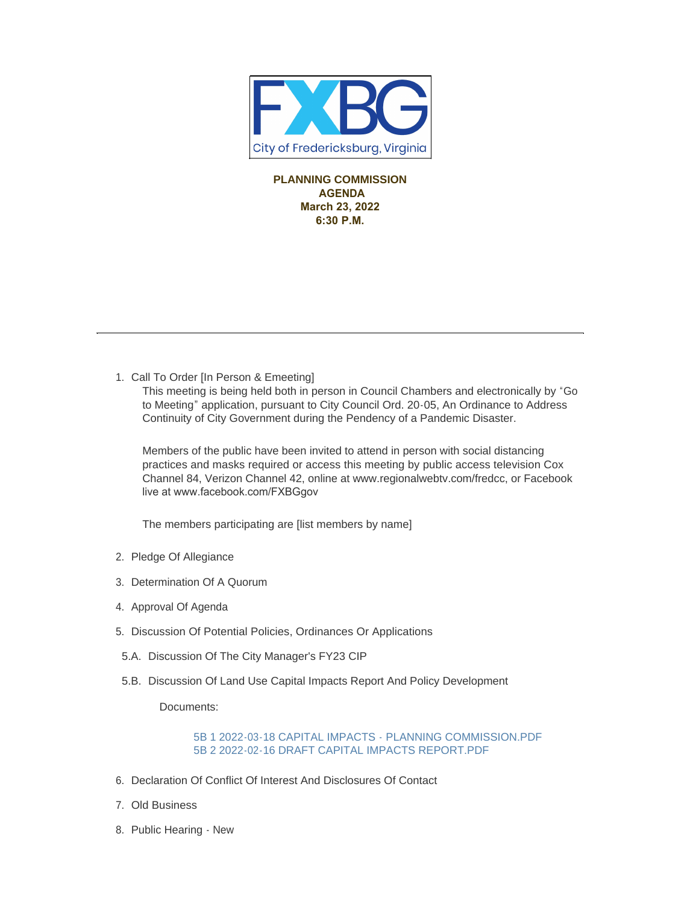FXBG

City of Fredericksburg, Virginia

**PLANNING COMMISSION**
**AGENDA**
**March 23, 2022**
**6:30 P.M.**

---

1. Call To Order [In Person & Emeeting]

   This meeting is being held both in person in Council Chambers and electronically by "Go to Meeting" application, pursuant to City Council Ord. 20-05, An Ordinance to Address Continuity of City Government during the Pendency of a Pandemic Disaster.

   Members of the public have been invited to attend in person with social distancing practices and masks required or access this meeting by public access television Cox Channel 84, Verizon Channel 42, online at www.regionalwebtv.com/fredcc, or Facebook live at www.facebook.com/FXBGgov

   The members participating are [list members by name]

2. Pledge Of Allegiance

3. Determination Of A Quorum

4. Approval Of Agenda

5. Discussion Of Potential Policies, Ordinances Or Applications

   5.A. Discussion Of The City Manager's FY23 CIP

   5.B. Discussion Of Land Use Capital Impacts Report And Policy Development

   Documents:

   5B 1 2022-03-18 CAPITAL IMPACTS - PLANNING COMMISSION.PDF
   5B 2 2022-02-16 DRAFT CAPITAL IMPACTS REPORT.PDF

6. Declaration Of Conflict Of Interest And Disclosures Of Contact

7. Old Business

8. Public Hearing - New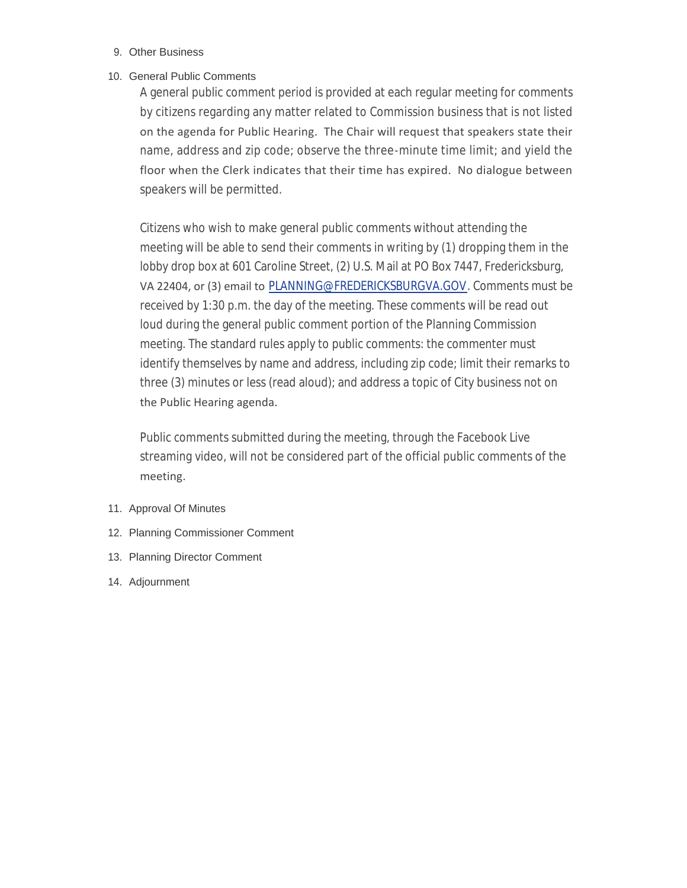9. Other Business

10. General Public Comments

    A general public comment period is provided at each regular meeting for comments by citizens regarding any matter related to Commission business that is not listed on the agenda for Public Hearing. The Chair will request that speakers state their name, address and zip code; observe the three-minute time limit; and yield the floor when the Clerk indicates that their time has expired. No dialogue between speakers will be permitted.

    Citizens who wish to make general public comments without attending the meeting will be able to send their comments in writing by (1) dropping them in the lobby drop box at 601 Caroline Street, (2) U.S. Mail at PO Box 7447, Fredericksburg, VA 22404, or (3) email to [PLANNING@FREDERICKSBURGVA.GOV](mailto:PLANNING@FREDERICKSBURGVA.GOV). Comments must be received by 1:30 p.m. the day of the meeting. These comments will be read out loud during the general public comment portion of the Planning Commission meeting. The standard rules apply to public comments: the commenter must identify themselves by name and address, including zip code; limit their remarks to three (3) minutes or less (read aloud); and address a topic of City business not on the Public Hearing agenda.

    Public comments submitted during the meeting, through the Facebook Live streaming video, will not be considered part of the official public comments of the meeting.

11. Approval Of Minutes

12. Planning Commissioner Comment

13. Planning Director Comment

14. Adjournment